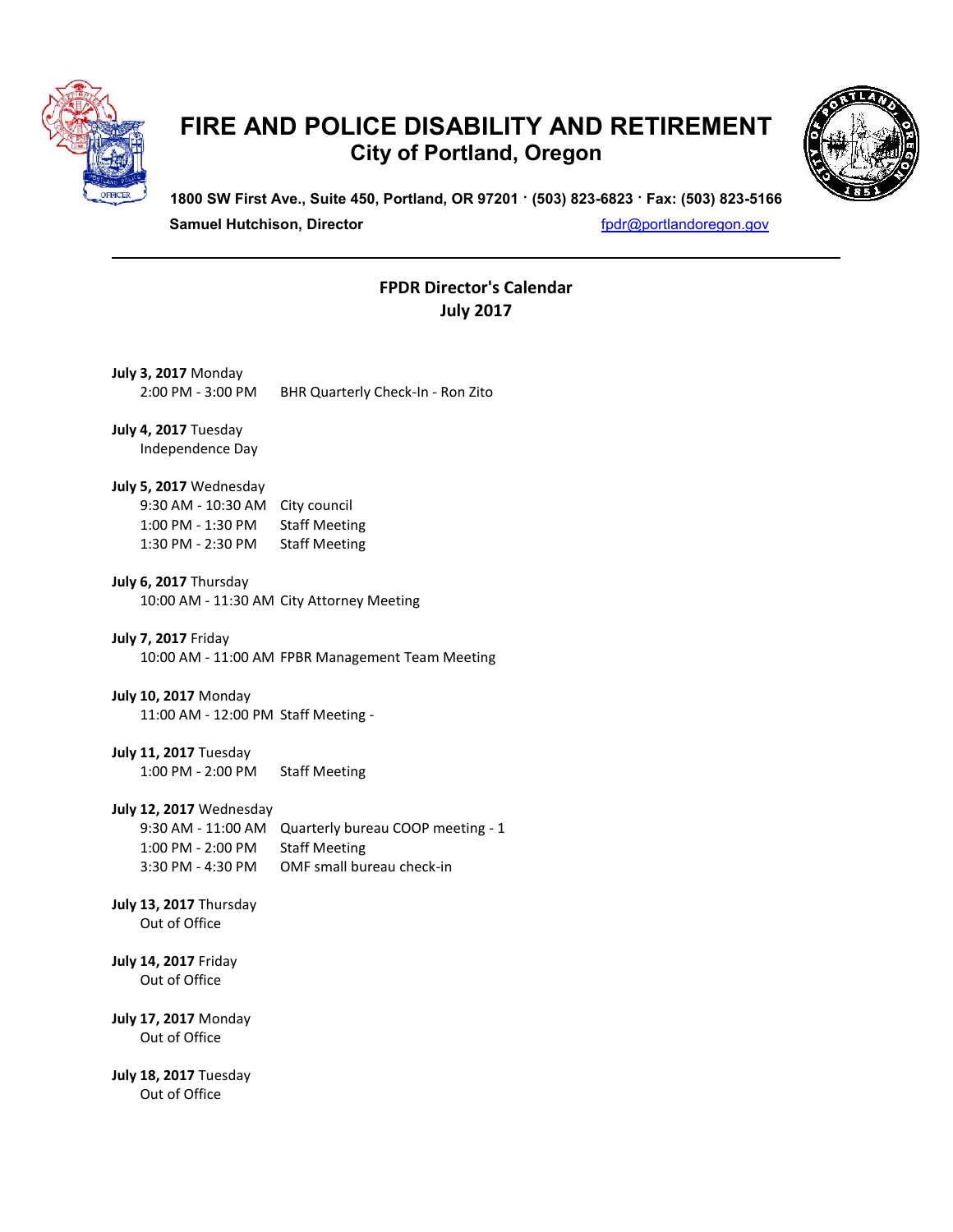# FIRE AND POLICE DISABILITY AND RETIREMENT

## City of Portland, Oregon

**1800 SW First Ave., Suite 450, Portland, OR 97201 · (503) 823-6823 · Fax: (503) 823-5166**

**Samuel Hutchison, Director** fpdr@portlandoregon.gov

---

**FPDR Director's Calendar**
**July 2017**

**July 3, 2017** Monday
2:00 PM - 3:00 PM BHR Quarterly Check-In - Ron Zito

**July 4, 2017** Tuesday
Independence Day

**July 5, 2017** Wednesday
9:30 AM - 10:30 AM City council
1:00 PM - 1:30 PM Staff Meeting
1:30 PM - 2:30 PM Staff Meeting

**July 6, 2017** Thursday
10:00 AM - 11:30 AM City Attorney Meeting

**July 7, 2017** Friday
10:00 AM - 11:00 AM FPBR Management Team Meeting

**July 10, 2017** Monday
11:00 AM - 12:00 PM Staff Meeting -

**July 11, 2017** Tuesday
1:00 PM - 2:00 PM Staff Meeting

**July 12, 2017** Wednesday
9:30 AM - 11:00 AM Quarterly bureau COOP meeting - 1
1:00 PM - 2:00 PM Staff Meeting
3:30 PM - 4:30 PM OMF small bureau check-in

**July 13, 2017** Thursday
Out of Office

**July 14, 2017** Friday
Out of Office

**July 17, 2017** Monday
Out of Office

**July 18, 2017** Tuesday
Out of Office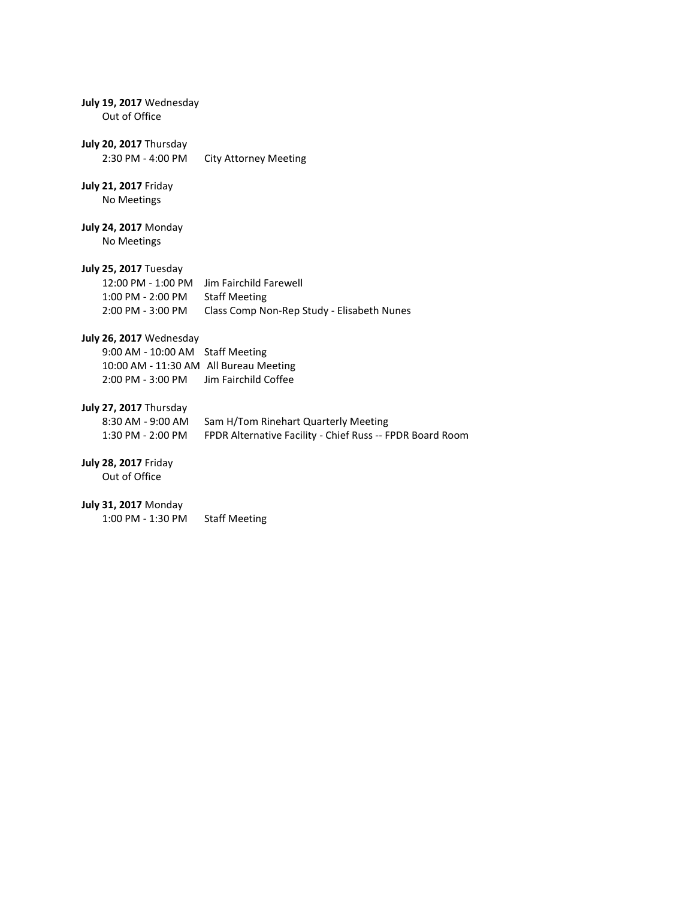**July 19, 2017** Wednesday
Out of Office

**July 20, 2017** Thursday
2:30 PM - 4:00 PM City Attorney Meeting

**July 21, 2017** Friday
No Meetings

**July 24, 2017** Monday
No Meetings

**July 25, 2017** Tuesday
12:00 PM - 1:00 PM Jim Fairchild Farewell
1:00 PM - 2:00 PM Staff Meeting
2:00 PM - 3:00 PM Class Comp Non-Rep Study - Elisabeth Nunes

**July 26, 2017** Wednesday
9:00 AM - 10:00 AM Staff Meeting
10:00 AM - 11:30 AM All Bureau Meeting
2:00 PM - 3:00 PM Jim Fairchild Coffee

**July 27, 2017** Thursday
8:30 AM - 9:00 AM Sam H/Tom Rinehart Quarterly Meeting
1:30 PM - 2:00 PM FPDR Alternative Facility - Chief Russ -- FPDR Board Room

**July 28, 2017** Friday
Out of Office

**July 31, 2017** Monday
1:00 PM - 1:30 PM Staff Meeting